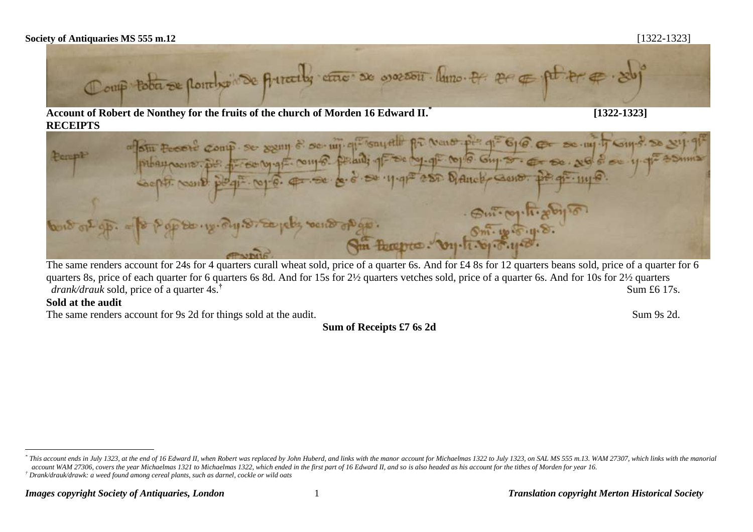**Society of Antiquaries MS 555 m.12** [1322-1323]

**Account of Robert de Nonthey for the fruits of the church of Morden 16 Edward II.**[*] **[1322-1323]**

**RECEIPTS**

The same renders account for 24s for 4 quarters curall wheat sold, price of a quarter 6s. And for £4 8s for 12 quarters beans sold, price of a quarter for 6 quarters 8s, price of each quarter for 6 quarters 6s 8d. And for 15s for 2½ quarters vetches sold, price of a quarter 6s. And for 10s for 2½ quarters *drank/drauk* sold, price of a quarter 4s.[†] Sum £6 17s.

**Sold at the audit**

The same renders account for 9s 2d for things sold at the audit. Sum 9s 2d.

**Sum of Receipts £7 6s 2d**

---

[*] *This account ends in July 1323, at the end of 16 Edward II, when Robert was replaced by John Huberd, and links with the manor account for Michaelmas 1322 to July 1323, on SAL MS 555 m.13. WAM 27307, which links with the manorial account WAM 27306, covers the year Michaelmas 1321 to Michaelmas 1322, which ended in the first part of 16 Edward II, and so is also headed as his account for the tithes of Morden for year 16.*

[†] *Drank/drauk/drawk: a weed found among cereal plants, such as darnel, cockle or wild oats*

***Images copyright Society of Antiquaries, London*** ***Translation copyright Merton Historical Society***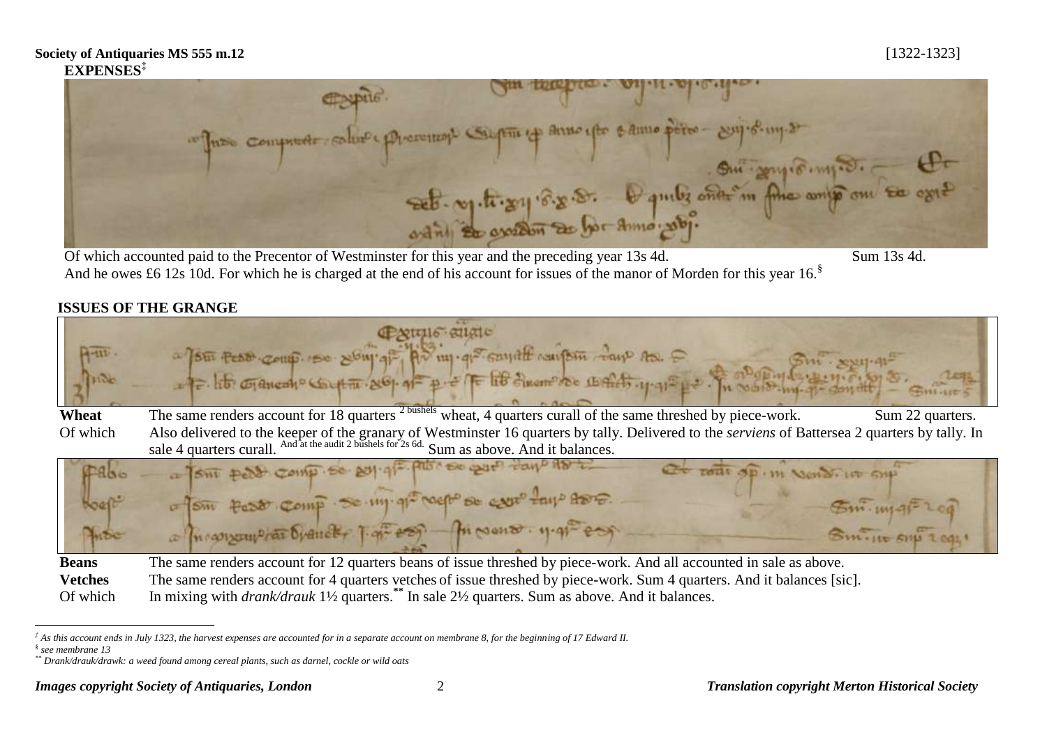**Society of Antiquaries MS 555 m.12** [1322-1323]

**EXPENSES**[‡]

Of which accounted paid to the Precentor of Westminster for this year and the preceding year 13s 4d. Sum 13s 4d.

And he owes £6 12s 10d. For which he is charged at the end of his account for issues of the manor of Morden for this year 16.[§]

## ISSUES OF THE GRANGE

| | |
|---|---|
| **Wheat** | The same renders account for 18 quarters [2 bushels] wheat, 4 quarters curall of the same threshed by piece-work. Sum 22 quarters. |
| Of which | Also delivered to the keeper of the granary of Westminster 16 quarters by tally. Delivered to the *serviens* of Battersea 2 quarters by tally. In sale 4 quarters curall. [And at the audit 2 bushels for 2s 6d.] Sum as above. And it balances. |
| **Beans** | The same renders account for 12 quarters beans of issue threshed by piece-work. And all accounted in sale as above. |
| **Vetches** | The same renders account for 4 quarters vetches of issue threshed by piece-work. Sum 4 quarters. And it balances [sic]. |
| Of which | In mixing with *drank/drauk* 1½ quarters.[**] In sale 2½ quarters. Sum as above. And it balances. |

---

‡ As this account ends in July 1323, the harvest expenses are accounted for in a separate account on membrane 8, for the beginning of 17 Edward II.

§ see membrane 13

** Drank/drauk/drawk: a weed found among cereal plants, such as darnel, cockle or wild oats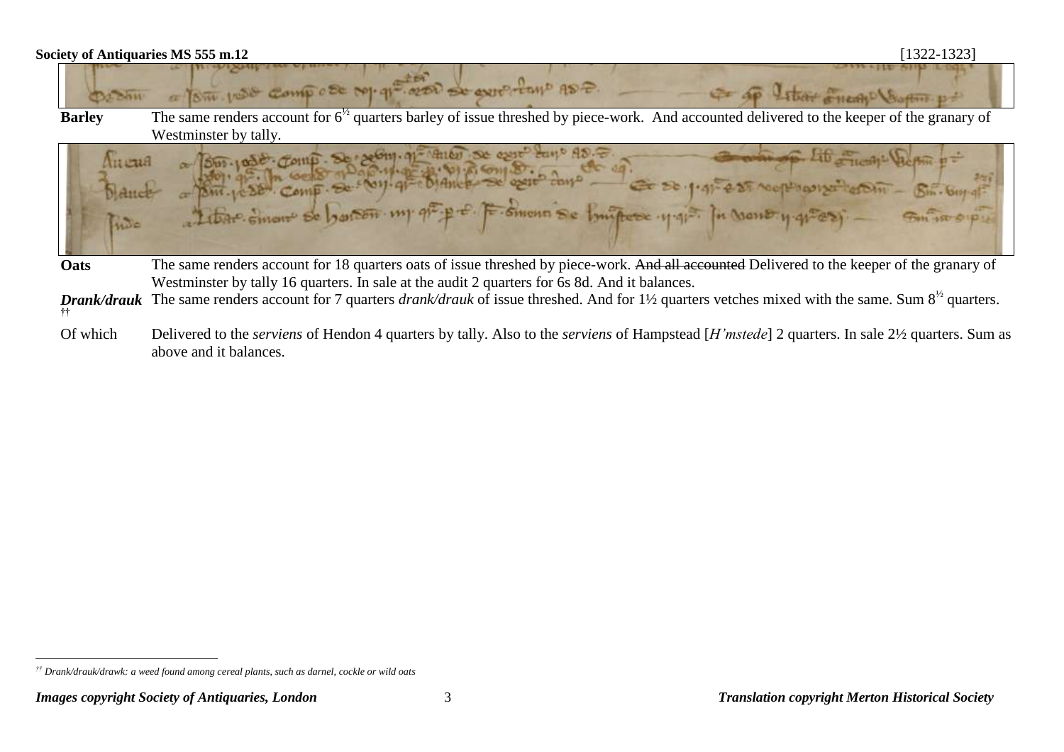**Barley** The same renders account for $6^{½}$ quarters barley of issue threshed by piece-work. And accounted delivered to the keeper of the granary of Westminster by tally.

**Oats** The same renders account for 18 quarters oats of issue threshed by piece-work. ~~And all accounted~~ Delivered to the keeper of the granary of Westminster by tally 16 quarters. In sale at the audit 2 quarters for 6s 8d. And it balances.

***Drank/drauk*** [††] The same renders account for 7 quarters *drank/drauk* of issue threshed. And for 1½ quarters vetches mixed with the same. Sum $8^{½}$ quarters.

Of which Delivered to the *serviens* of Hendon 4 quarters by tally. Also to the *serviens* of Hampstead [*H'mstede*] 2 quarters. In sale 2½ quarters. Sum as above and it balances.

---

[††] *Drank/drauk/drawk: a weed found among cereal plants, such as darnel, cockle or wild oats*